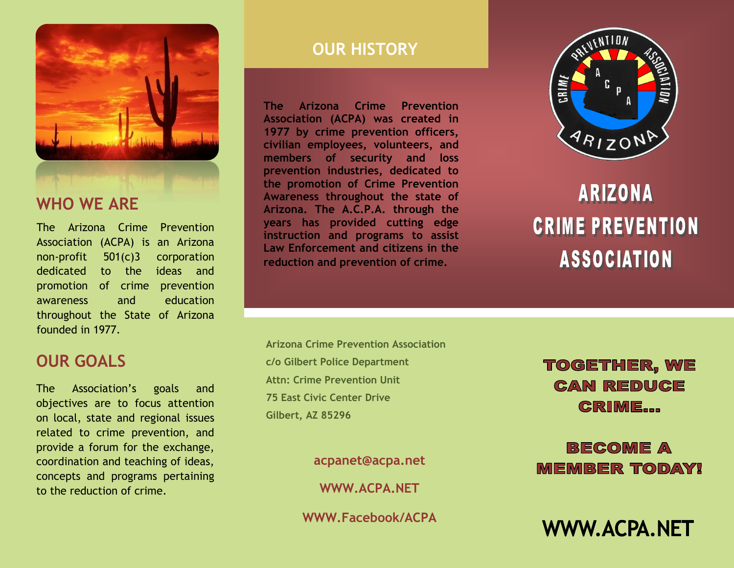## WHO WE ARE

The Arizona Crime Prevention Association (ACPA) is an Arizona non-profit 501(c)3 corporation dedicated to the ideas and promotion of crime prevention awareness and education throughout the State of Arizona founded in 1977.

## OUR GOALS

The Association's goals and objectives are to focus attention on local, state and regional issues related to crime prevention, and provide a forum for the exchange, coordination and teaching of ideas, concepts and programs pertaining to the reduction of crime.

## OUR HISTORY

**The Arizona Crime Prevention Association (ACPA) was created in 1977 by crime prevention officers, civilian employees, volunteers, and members of security and loss prevention industries, dedicated to the promotion of Crime Prevention Awareness throughout the state of Arizona. The A.C.P.A. through the years has provided cutting edge instruction and programs to assist Law Enforcement and citizens in the reduction and prevention of crime.**

Arizona Crime Prevention Association
c/o Gilbert Police Department
Attn: Crime Prevention Unit
75 East Civic Center Drive
Gilbert, AZ 85296

acpanet@acpa.net

WWW.ACPA.NET

WWW.Facebook/ACPA

# ARIZONA CRIME PREVENTION ASSOCIATION

**TOGETHER, WE CAN REDUCE CRIME...**

**BECOME A MEMBER TODAY!**

**WWW.ACPA.NET**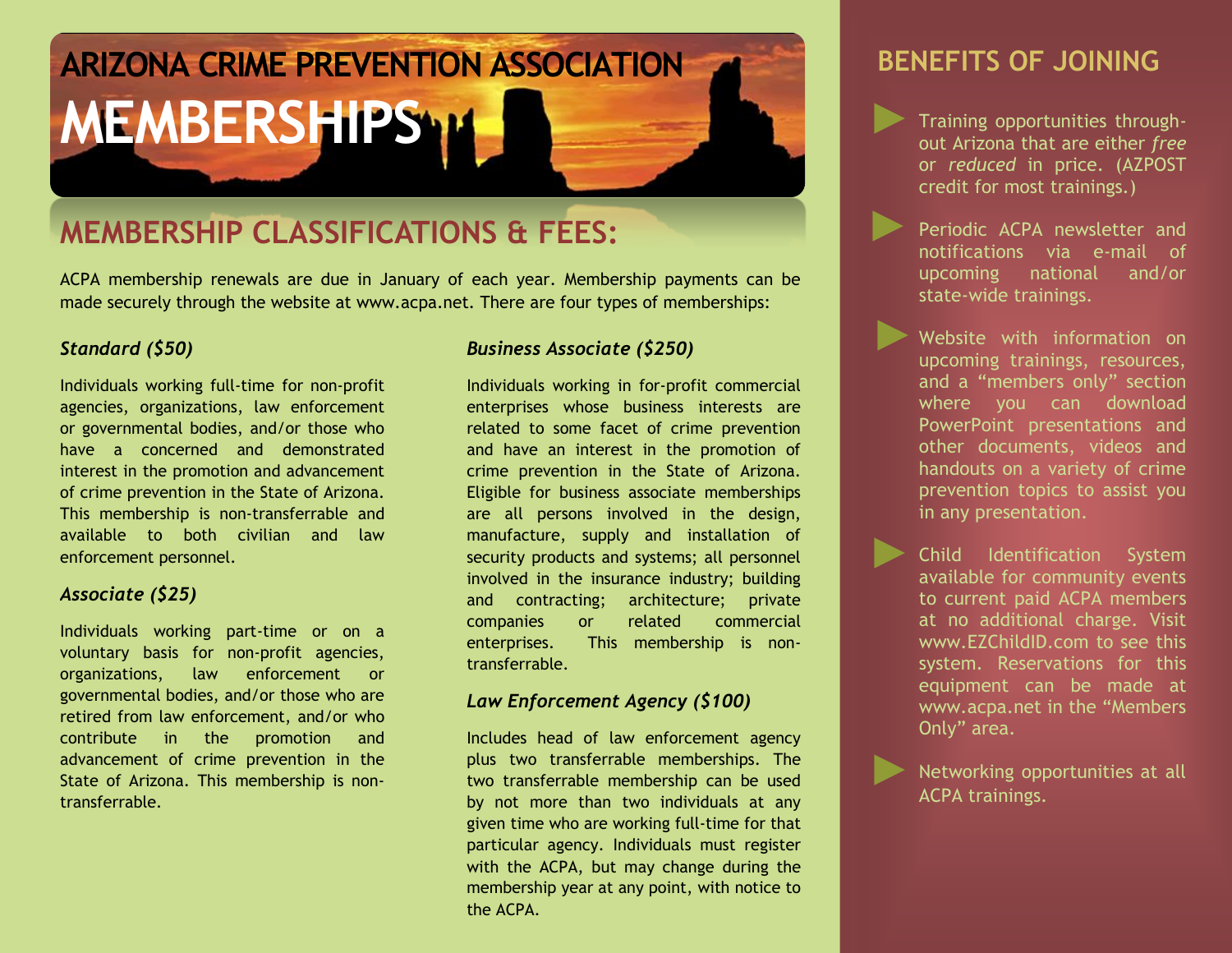# ARIZONA CRIME PREVENTION ASSOCIATION MEMBERSHIPS

## MEMBERSHIP CLASSIFICATIONS & FEES:

ACPA membership renewals are due in January of each year. Membership payments can be made securely through the website at www.acpa.net. There are four types of memberships:

### *Standard ($50)*

Individuals working full-time for non-profit agencies, organizations, law enforcement or governmental bodies, and/or those who have a concerned and demonstrated interest in the promotion and advancement of crime prevention in the State of Arizona. This membership is non-transferrable and available to both civilian and law enforcement personnel.

### *Associate ($25)*

Individuals working part-time or on a voluntary basis for non-profit agencies, organizations, law enforcement or governmental bodies, and/or those who are retired from law enforcement, and/or who contribute in the promotion and advancement of crime prevention in the State of Arizona. This membership is non-transferrable.

### *Business Associate ($250)*

Individuals working in for-profit commercial enterprises whose business interests are related to some facet of crime prevention and have an interest in the promotion of crime prevention in the State of Arizona. Eligible for business associate memberships are all persons involved in the design, manufacture, supply and installation of security products and systems; all personnel involved in the insurance industry; building and contracting; architecture; private companies or related commercial enterprises. This membership is non-transferrable.

### *Law Enforcement Agency ($100)*

Includes head of law enforcement agency plus two transferrable memberships. The two transferrable membership can be used by not more than two individuals at any given time who are working full-time for that particular agency. Individuals must register with the ACPA, but may change during the membership year at any point, with notice to the ACPA.

## BENEFITS OF JOINING

- Training opportunities throughout Arizona that are either *free* or *reduced* in price. (AZPOST credit for most trainings.)
- Periodic ACPA newsletter and notifications via e-mail of upcoming national and/or state-wide trainings.
- Website with information on upcoming trainings, resources, and a "members only" section where you can download PowerPoint presentations and other documents, videos and handouts on a variety of crime prevention topics to assist you in any presentation.
- Child Identification System available for community events to current paid ACPA members at no additional charge. Visit www.EZChildID.com to see this system. Reservations for this equipment can be made at www.acpa.net in the "Members Only" area.
- Networking opportunities at all ACPA trainings.